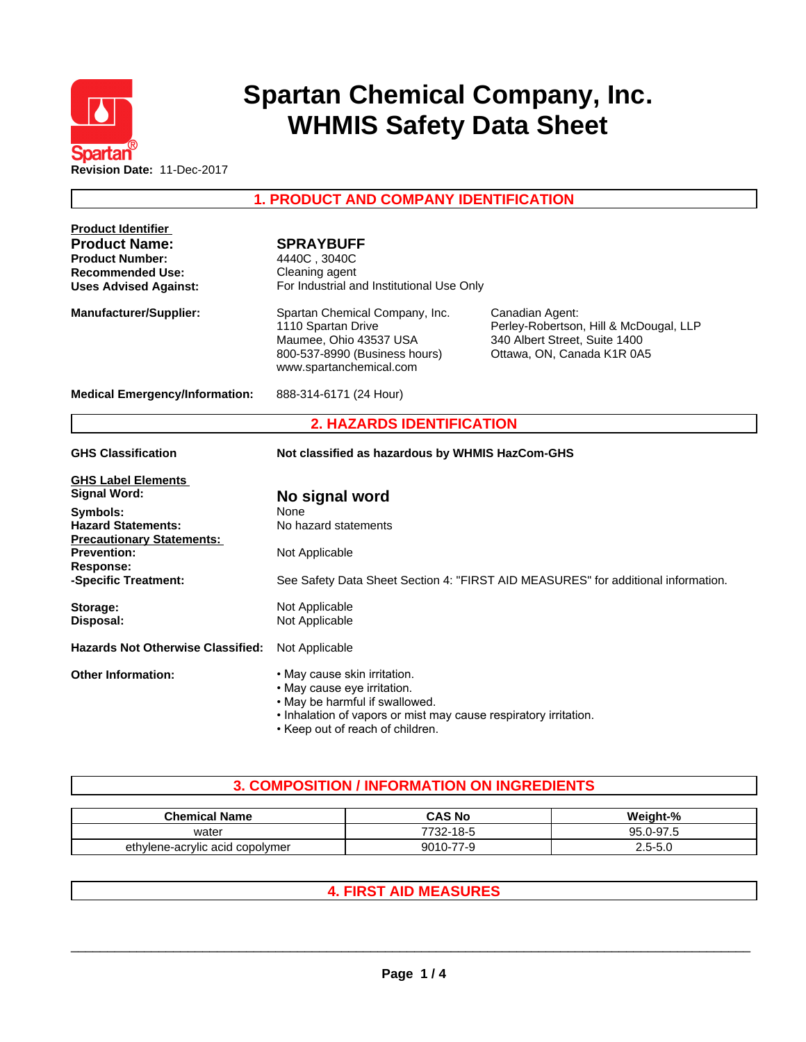# Spartan Chemical Company, Inc.
# WHMIS Safety Data Sheet

**Revision Date:** 11-Dec-2017

## 1. PRODUCT AND COMPANY IDENTIFICATION

**Product Identifier**

**Product Name:** **SPRAYBUFF**
**Product Number:** 4440C , 3040C
**Recommended Use:** Cleaning agent
**Uses Advised Against:** For Industrial and Institutional Use Only

**Manufacturer/Supplier:**
Spartan Chemical Company, Inc.
1110 Spartan Drive
Maumee, Ohio 43537 USA
800-537-8990 (Business hours)
www.spartanchemical.com

Canadian Agent:
Perley-Robertson, Hill & McDougal, LLP
340 Albert Street, Suite 1400
Ottawa, ON, Canada K1R 0A5

**Medical Emergency/Information:** 888-314-6171 (24 Hour)

## 2. HAZARDS IDENTIFICATION

**GHS Classification** **Not classified as hazardous by WHMIS HazCom-GHS**

**GHS Label Elements**
**Signal Word:** **No signal word**
**Symbols:** None
**Hazard Statements:** No hazard statements

**Precautionary Statements:**
**Prevention:** Not Applicable
**Response:**
**-Specific Treatment:** See Safety Data Sheet Section 4: "FIRST AID MEASURES" for additional information.

**Storage:** Not Applicable
**Disposal:** Not Applicable

**Hazards Not Otherwise Classified:** Not Applicable

**Other Information:**
- May cause skin irritation.
- May cause eye irritation.
- May be harmful if swallowed.
- Inhalation of vapors or mist may cause respiratory irritation.
- Keep out of reach of children.

## 3. COMPOSITION / INFORMATION ON INGREDIENTS

| Chemical Name | CAS No | Weight-% |
|---|---|---|
| water | 7732-18-5 | 95.0-97.5 |
| ethylene-acrylic acid copolymer | 9010-77-9 | 2.5-5.0 |

## 4. FIRST AID MEASURES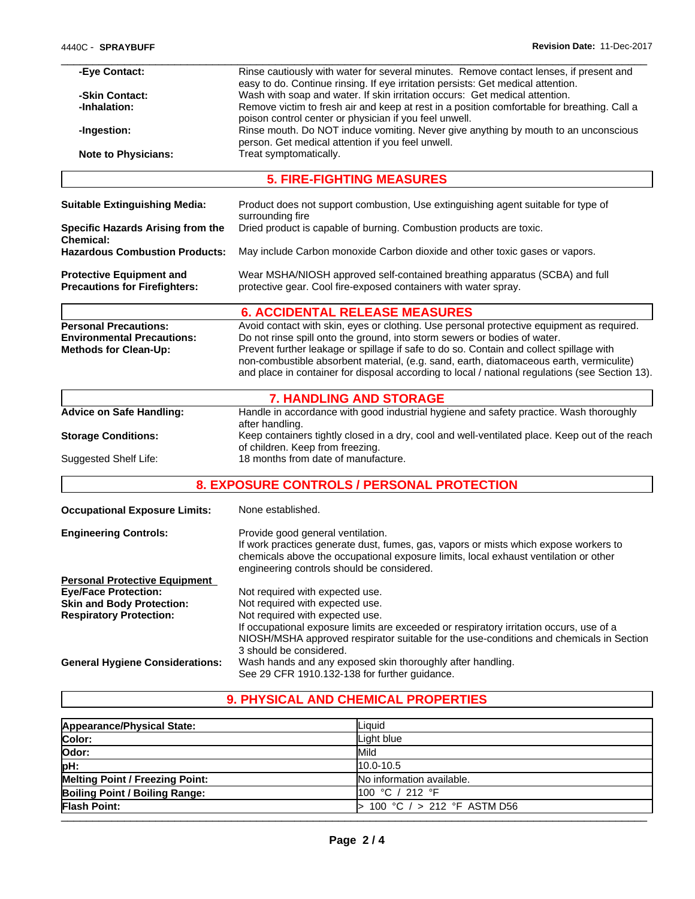**-Eye Contact:** Rinse cautiously with water for several minutes. Remove contact lenses, if present and easy to do. Continue rinsing. If eye irritation persists: Get medical attention.

**-Skin Contact:** Wash with soap and water. If skin irritation occurs: Get medical attention.

**-Inhalation:** Remove victim to fresh air and keep at rest in a position comfortable for breathing. Call a poison control center or physician if you feel unwell.

**-Ingestion:** Rinse mouth. Do NOT induce vomiting. Never give anything by mouth to an unconscious person. Get medical attention if you feel unwell.

**Note to Physicians:** Treat symptomatically.

## 5. FIRE-FIGHTING MEASURES

**Suitable Extinguishing Media:** Product does not support combustion, Use extinguishing agent suitable for type of surrounding fire

**Specific Hazards Arising from the Chemical:** Dried product is capable of burning. Combustion products are toxic.

**Hazardous Combustion Products:** May include Carbon monoxide Carbon dioxide and other toxic gases or vapors.

**Protective Equipment and Precautions for Firefighters:** Wear MSHA/NIOSH approved self-contained breathing apparatus (SCBA) and full protective gear. Cool fire-exposed containers with water spray.

## 6. ACCIDENTAL RELEASE MEASURES

**Personal Precautions:** Avoid contact with skin, eyes or clothing. Use personal protective equipment as required.

**Environmental Precautions:** Do not rinse spill onto the ground, into storm sewers or bodies of water.

**Methods for Clean-Up:** Prevent further leakage or spillage if safe to do so. Contain and collect spillage with non-combustible absorbent material, (e.g. sand, earth, diatomaceous earth, vermiculite) and place in container for disposal according to local / national regulations (see Section 13).

## 7. HANDLING AND STORAGE

**Advice on Safe Handling:** Handle in accordance with good industrial hygiene and safety practice. Wash thoroughly after handling.

**Storage Conditions:** Keep containers tightly closed in a dry, cool and well-ventilated place. Keep out of the reach of children. Keep from freezing.

Suggested Shelf Life: 18 months from date of manufacture.

## 8. EXPOSURE CONTROLS / PERSONAL PROTECTION

**Occupational Exposure Limits:** None established.

**Engineering Controls:** Provide good general ventilation.
If work practices generate dust, fumes, gas, vapors or mists which expose workers to chemicals above the occupational exposure limits, local exhaust ventilation or other engineering controls should be considered.

**Personal Protective Equipment**

**Eye/Face Protection:** Not required with expected use.

**Skin and Body Protection:** Not required with expected use.

**Respiratory Protection:** Not required with expected use.
If occupational exposure limits are exceeded or respiratory irritation occurs, use of a NIOSH/MSHA approved respirator suitable for the use-conditions and chemicals in Section 3 should be considered.

**General Hygiene Considerations:** Wash hands and any exposed skin thoroughly after handling.
See 29 CFR 1910.132-138 for further guidance.

## 9. PHYSICAL AND CHEMICAL PROPERTIES

| | |
|---|---|
| **Appearance/Physical State:** | Liquid |
| **Color:** | Light blue |
| **Odor:** | Mild |
| **pH:** | 10.0-10.5 |
| **Melting Point / Freezing Point:** | No information available. |
| **Boiling Point / Boiling Range:** | 100 °C / 212 °F |
| **Flash Point:** | > 100 °C / > 212 °F ASTM D56 |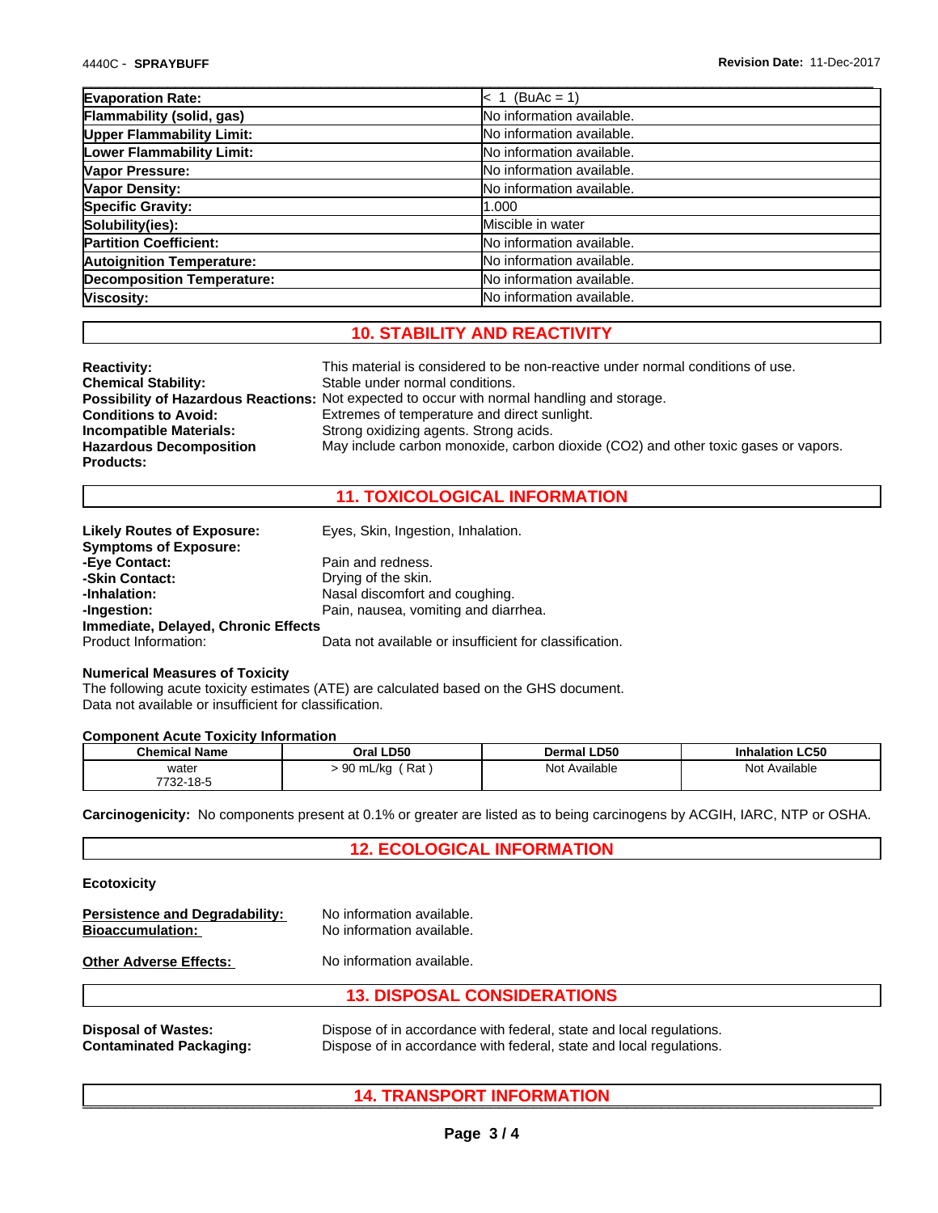| Evaporation Rate: | < 1 (BuAc = 1) |
| --- | --- |
| Flammability (solid, gas) | No information available. |
| Upper Flammability Limit: | No information available. |
| Lower Flammability Limit: | No information available. |
| Vapor Pressure: | No information available. |
| Vapor Density: | No information available. |
| Specific Gravity: | 1.000 |
| Solubility(ies): | Miscible in water |
| Partition Coefficient: | No information available. |
| Autoignition Temperature: | No information available. |
| Decomposition Temperature: | No information available. |
| Viscosity: | No information available. |

## 10. STABILITY AND REACTIVITY

**Reactivity:** This material is considered to be non-reactive under normal conditions of use.
**Chemical Stability:** Stable under normal conditions.
**Possibility of Hazardous Reactions:** Not expected to occur with normal handling and storage.
**Conditions to Avoid:** Extremes of temperature and direct sunlight.
**Incompatible Materials:** Strong oxidizing agents. Strong acids.
**Hazardous Decomposition Products:** May include carbon monoxide, carbon dioxide (CO2) and other toxic gases or vapors.

## 11. TOXICOLOGICAL INFORMATION

**Likely Routes of Exposure:** Eyes, Skin, Ingestion, Inhalation.
**Symptoms of Exposure:**
**-Eye Contact:** Pain and redness.
**-Skin Contact:** Drying of the skin.
**-Inhalation:** Nasal discomfort and coughing.
**-Ingestion:** Pain, nausea, vomiting and diarrhea.
**Immediate, Delayed, Chronic Effects**
Product Information: Data not available or insufficient for classification.

**Numerical Measures of Toxicity**
The following acute toxicity estimates (ATE) are calculated based on the GHS document.
Data not available or insufficient for classification.

**Component Acute Toxicity Information**

| Chemical Name | Oral LD50 | Dermal LD50 | Inhalation LC50 |
| --- | --- | --- | --- |
| water 7732-18-5 | > 90 mL/kg ( Rat ) | Not Available | Not Available |

**Carcinogenicity:** No components present at 0.1% or greater are listed as to being carcinogens by ACGIH, IARC, NTP or OSHA.

## 12. ECOLOGICAL INFORMATION

**Ecotoxicity**

**Persistence and Degradability:** No information available.
**Bioaccumulation:** No information available.

**Other Adverse Effects:** No information available.

## 13. DISPOSAL CONSIDERATIONS

**Disposal of Wastes:** Dispose of in accordance with federal, state and local regulations.
**Contaminated Packaging:** Dispose of in accordance with federal, state and local regulations.

## 14. TRANSPORT INFORMATION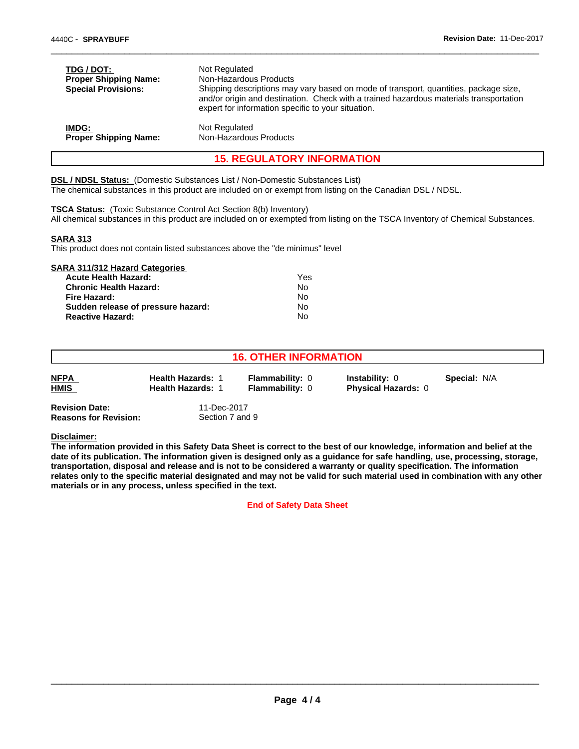**TDG / DOT:** Not Regulated
**Proper Shipping Name:** Non-Hazardous Products
**Special Provisions:** Shipping descriptions may vary based on mode of transport, quantities, package size, and/or origin and destination. Check with a trained hazardous materials transportation expert for information specific to your situation.

**IMDG:** Not Regulated
**Proper Shipping Name:** Non-Hazardous Products

## 15. REGULATORY INFORMATION

**DSL / NDSL Status:** (Domestic Substances List / Non-Domestic Substances List)
The chemical substances in this product are included on or exempt from listing on the Canadian DSL / NDSL.

**TSCA Status:** (Toxic Substance Control Act Section 8(b) Inventory)
All chemical substances in this product are included on or exempted from listing on the TSCA Inventory of Chemical Substances.

**SARA 313**
This product does not contain listed substances above the "de minimus" level

**SARA 311/312 Hazard Categories**

| | |
|---|---|
| **Acute Health Hazard:** | Yes |
| **Chronic Health Hazard:** | No |
| **Fire Hazard:** | No |
| **Sudden release of pressure hazard:** | No |
| **Reactive Hazard:** | No |

## 16. OTHER INFORMATION

| | | | | |
|---|---|---|---|---|
| **NFPA** | **Health Hazards:** 1 | **Flammability:** 0 | **Instability:** 0 | **Special:** N/A |
| **HMIS** | **Health Hazards:** 1 | **Flammability:** 0 | **Physical Hazards:** 0 | |

**Revision Date:** 11-Dec-2017
**Reasons for Revision:** Section 7 and 9

**Disclaimer:**
**The information provided in this Safety Data Sheet is correct to the best of our knowledge, information and belief at the date of its publication. The information given is designed only as a guidance for safe handling, use, processing, storage, transportation, disposal and release and is not to be considered a warranty or quality specification. The information relates only to the specific material designated and may not be valid for such material used in combination with any other materials or in any process, unless specified in the text.**

**End of Safety Data Sheet**